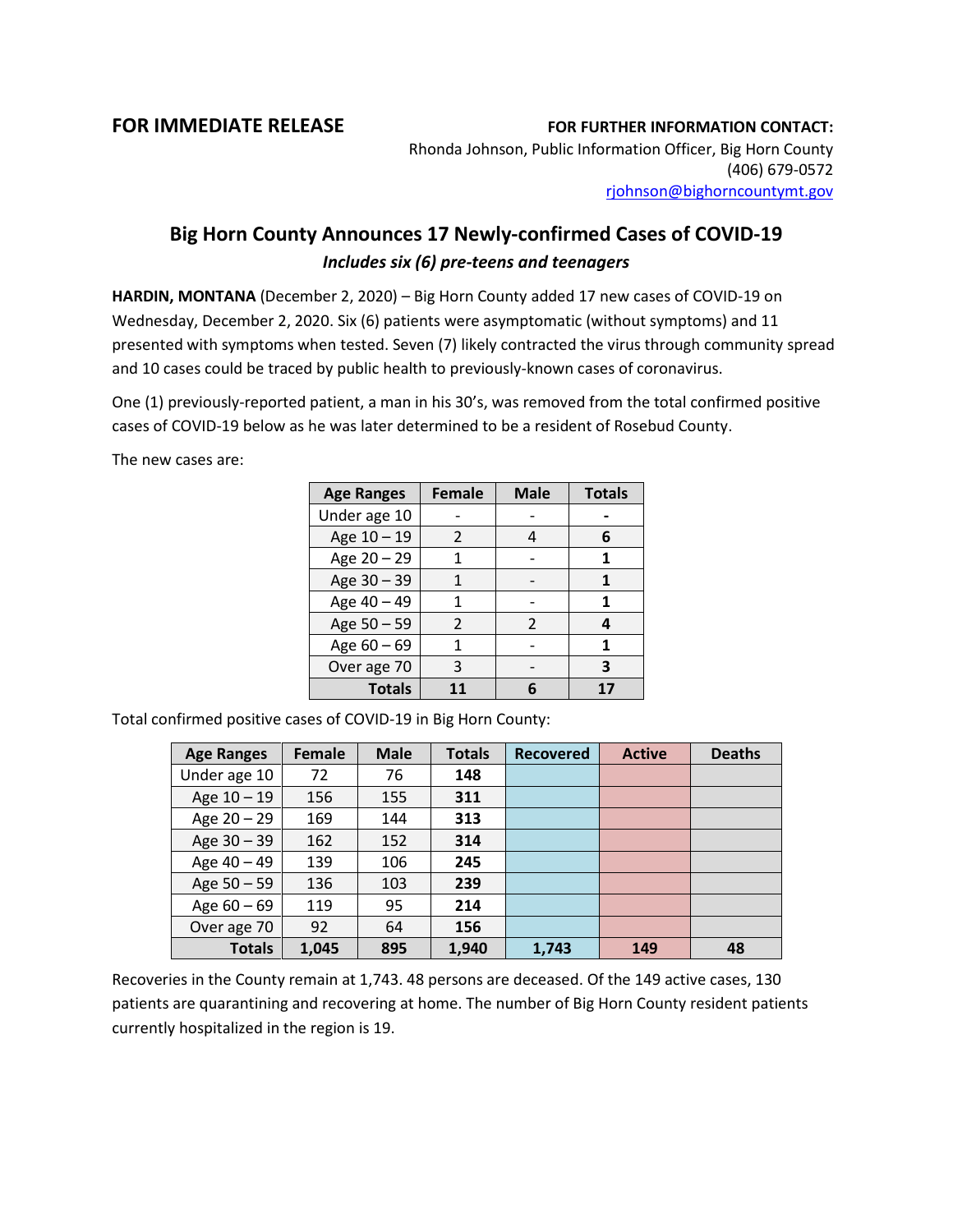**FOR IMMEDIATE RELEASE**

**FOR FURTHER INFORMATION CONTACT:**
Rhonda Johnson, Public Information Officer, Big Horn County
(406) 679-0572
rjohnson@bighorncountymt.gov

## Big Horn County Announces 17 Newly-confirmed Cases of COVID-19

***Includes six (6) pre-teens and teenagers***

**HARDIN, MONTANA** (December 2, 2020) – Big Horn County added 17 new cases of COVID-19 on Wednesday, December 2, 2020. Six (6) patients were asymptomatic (without symptoms) and 11 presented with symptoms when tested. Seven (7) likely contracted the virus through community spread and 10 cases could be traced by public health to previously-known cases of coronavirus.

One (1) previously-reported patient, a man in his 30's, was removed from the total confirmed positive cases of COVID-19 below as he was later determined to be a resident of Rosebud County.

The new cases are:

| Age Ranges | Female | Male | Totals |
|---|---|---|---|
| Under age 10 | - | - | **-** |
| Age 10 – 19 | 2 | 4 | **6** |
| Age 20 – 29 | 1 | - | **1** |
| Age 30 – 39 | 1 | - | **1** |
| Age 40 – 49 | 1 | - | **1** |
| Age 50 – 59 | 2 | 2 | **4** |
| Age 60 – 69 | 1 | - | **1** |
| Over age 70 | 3 | - | **3** |
| **Totals** | **11** | **6** | **17** |

Total confirmed positive cases of COVID-19 in Big Horn County:

| Age Ranges | Female | Male | Totals | Recovered | Active | Deaths |
|---|---|---|---|---|---|---|
| Under age 10 | 72 | 76 | **148** | | | |
| Age 10 – 19 | 156 | 155 | **311** | | | |
| Age 20 – 29 | 169 | 144 | **313** | | | |
| Age 30 – 39 | 162 | 152 | **314** | | | |
| Age 40 – 49 | 139 | 106 | **245** | | | |
| Age 50 – 59 | 136 | 103 | **239** | | | |
| Age 60 – 69 | 119 | 95 | **214** | | | |
| Over age 70 | 92 | 64 | **156** | | | |
| **Totals** | **1,045** | **895** | **1,940** | **1,743** | **149** | **48** |

Recoveries in the County remain at 1,743. 48 persons are deceased. Of the 149 active cases, 130 patients are quarantining and recovering at home. The number of Big Horn County resident patients currently hospitalized in the region is 19.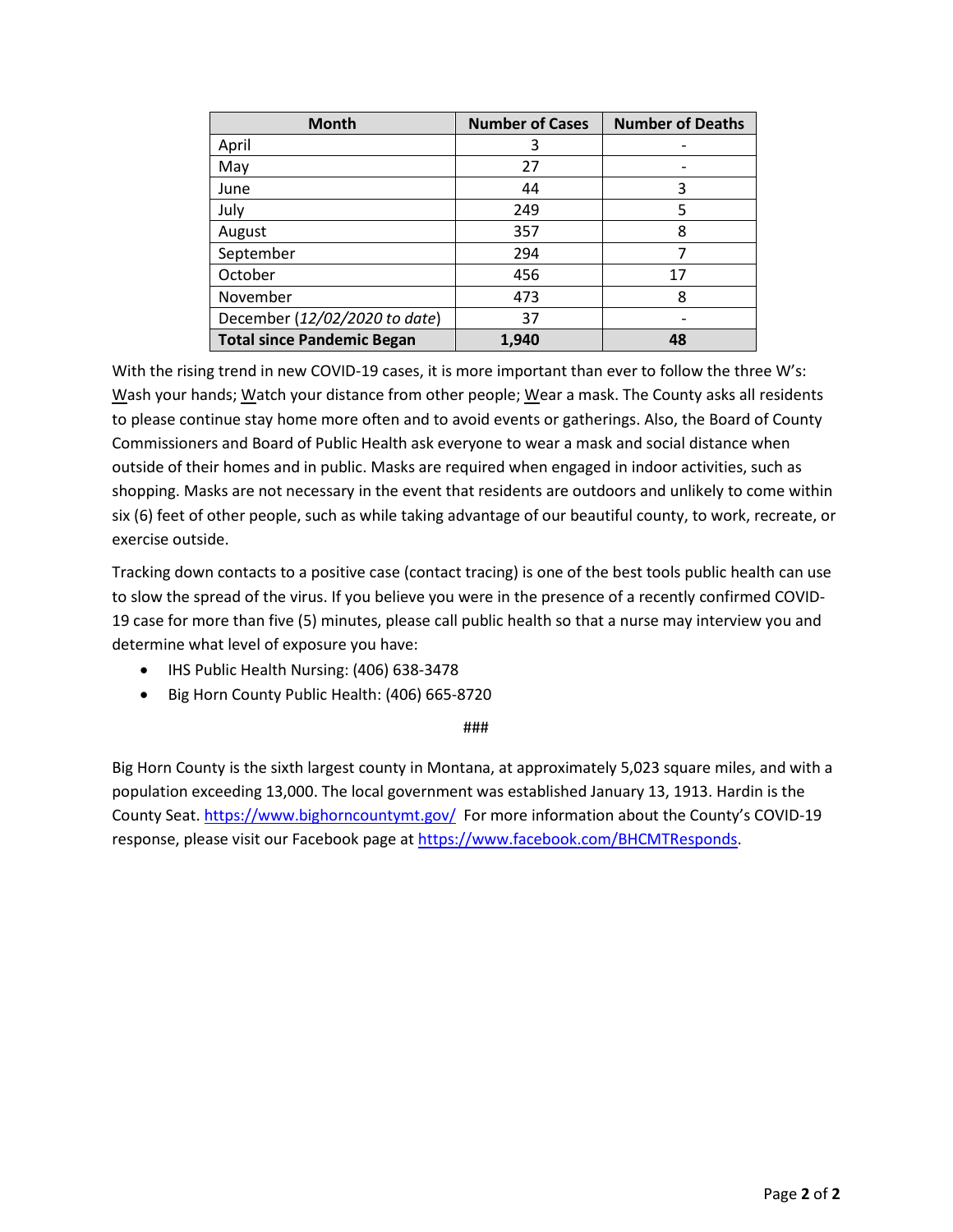| Month | Number of Cases | Number of Deaths |
|---|---|---|
| April | 3 | - |
| May | 27 | - |
| June | 44 | 3 |
| July | 249 | 5 |
| August | 357 | 8 |
| September | 294 | 7 |
| October | 456 | 17 |
| November | 473 | 8 |
| December (*12/02/2020 to date*) | 37 | - |
| **Total since Pandemic Began** | **1,940** | **48** |

With the rising trend in new COVID-19 cases, it is more important than ever to follow the three W's: Wash your hands; Watch your distance from other people; Wear a mask. The County asks all residents to please continue stay home more often and to avoid events or gatherings. Also, the Board of County Commissioners and Board of Public Health ask everyone to wear a mask and social distance when outside of their homes and in public. Masks are required when engaged in indoor activities, such as shopping. Masks are not necessary in the event that residents are outdoors and unlikely to come within six (6) feet of other people, such as while taking advantage of our beautiful county, to work, recreate, or exercise outside.

Tracking down contacts to a positive case (contact tracing) is one of the best tools public health can use to slow the spread of the virus. If you believe you were in the presence of a recently confirmed COVID-19 case for more than five (5) minutes, please call public health so that a nurse may interview you and determine what level of exposure you have:

- IHS Public Health Nursing: (406) 638-3478
- Big Horn County Public Health: (406) 665-8720

###

Big Horn County is the sixth largest county in Montana, at approximately 5,023 square miles, and with a population exceeding 13,000. The local government was established January 13, 1913. Hardin is the County Seat. https://www.bighorncountymt.gov/ For more information about the County's COVID-19 response, please visit our Facebook page at https://www.facebook.com/BHCMTResponds.